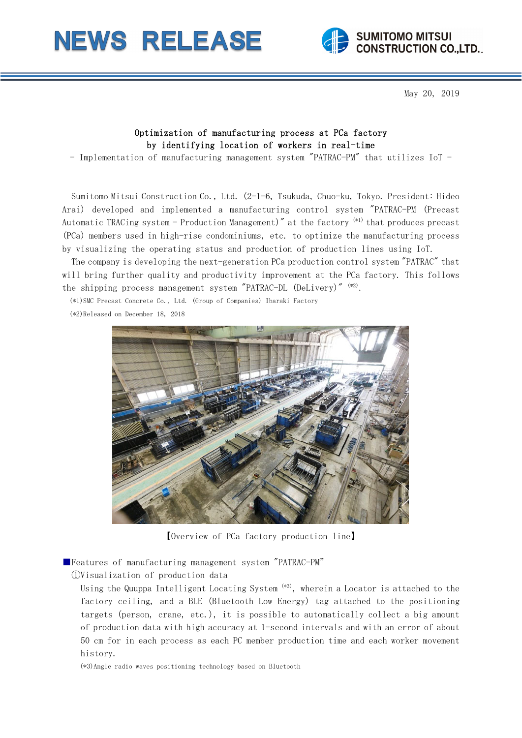# NEWS RELEASE

SUMITOMO MITSUI CONSTRUCTION CO.,LTD.

May 20, 2019

## Optimization of manufacturing process at PCa factory by identifying location of workers in real-time

- Implementation of manufacturing management system "PATRAC-PM" that utilizes IoT -

Sumitomo Mitsui Construction Co., Ltd. (2-1-6, Tsukuda, Chuo-ku, Tokyo. President: Hideo Arai) developed and implemented a manufacturing control system "PATRAC-PM (Precast Automatic TRACing system - Production Management)" at the factory (*1) that produces precast (PCa) members used in high-rise condominiums, etc. to optimize the manufacturing process by visualizing the operating status and production of production lines using IoT.

The company is developing the next-generation PCa production control system "PATRAC" that will bring further quality and productivity improvement at the PCa factory. This follows the shipping process management system "PATRAC-DL (DeLivery)" (*2).

(*1)SMC Precast Concrete Co., Ltd. (Group of Companies) Ibaraki Factory

(*2)Released on December 18, 2018

【Overview of PCa factory production line】

■Features of manufacturing management system "PATRAC-PM"

①Visualization of production data

Using the Quuppa Intelligent Locating System (*3), wherein a Locator is attached to the factory ceiling, and a BLE (Bluetooth Low Energy) tag attached to the positioning targets (person, crane, etc.), it is possible to automatically collect a big amount of production data with high accuracy at 1-second intervals and with an error of about 50 cm for in each process as each PC member production time and each worker movement history.

(*3)Angle radio waves positioning technology based on Bluetooth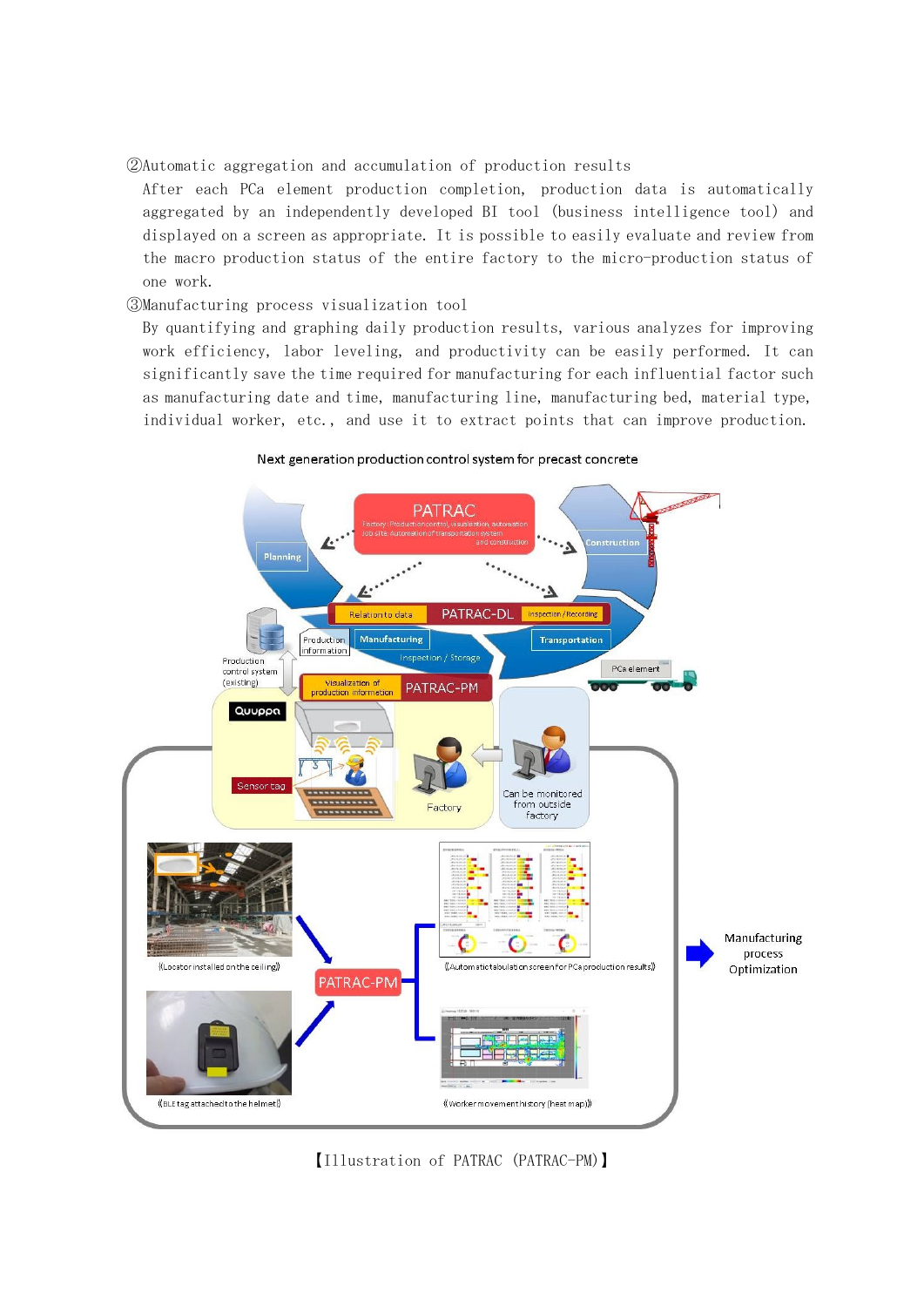②Automatic aggregation and accumulation of production results

After each PCa element production completion, production data is automatically aggregated by an independently developed BI tool (business intelligence tool) and displayed on a screen as appropriate. It is possible to easily evaluate and review from the macro production status of the entire factory to the micro-production status of one work.

③Manufacturing process visualization tool

By quantifying and graphing daily production results, various analyzes for improving work efficiency, labor leveling, and productivity can be easily performed. It can significantly save the time required for manufacturing for each influential factor such as manufacturing date and time, manufacturing line, manufacturing bed, material type, individual worker, etc., and use it to extract points that can improve production.

Next generation production control system for precast concrete

【Illustration of PATRAC (PATRAC-PM)】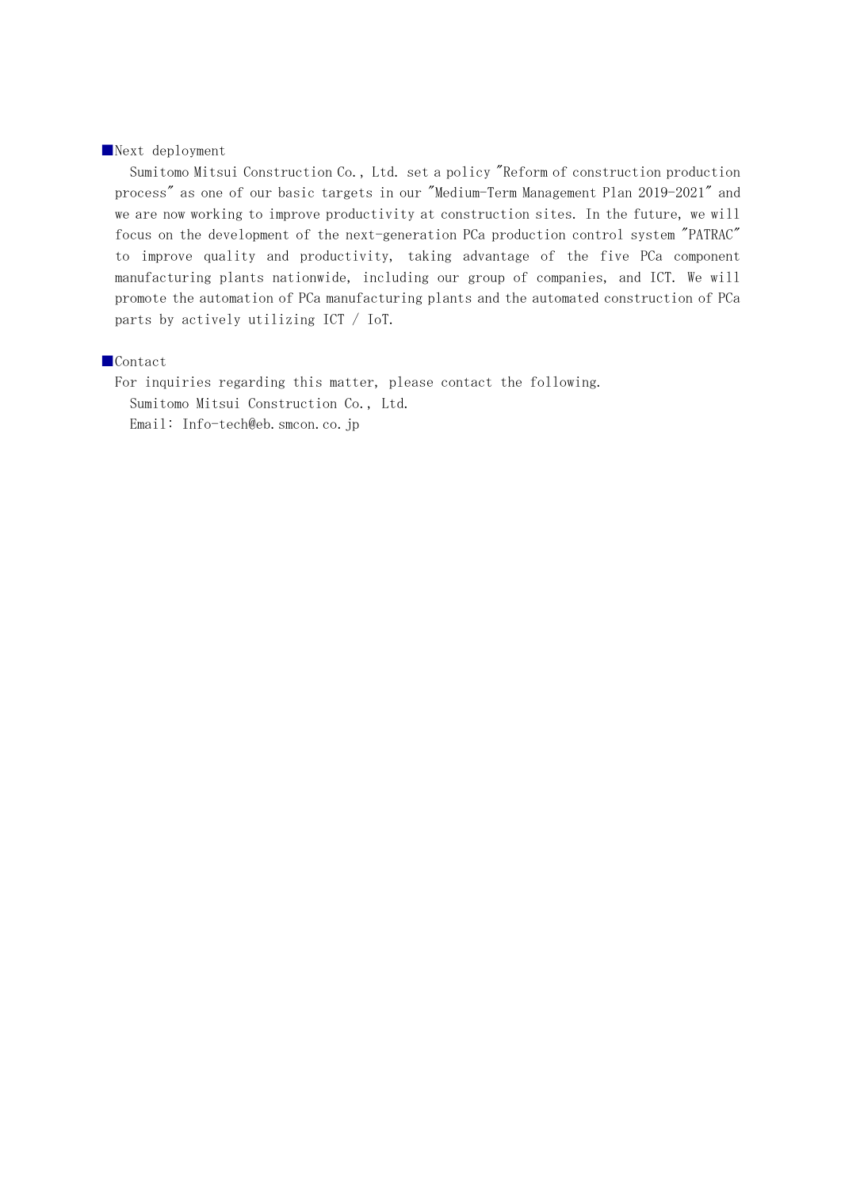## ■Next deployment

Sumitomo Mitsui Construction Co., Ltd. set a policy "Reform of construction production process" as one of our basic targets in our "Medium-Term Management Plan 2019-2021" and we are now working to improve productivity at construction sites. In the future, we will focus on the development of the next-generation PCa production control system "PATRAC" to improve quality and productivity, taking advantage of the five PCa component manufacturing plants nationwide, including our group of companies, and ICT. We will promote the automation of PCa manufacturing plants and the automated construction of PCa parts by actively utilizing ICT / IoT.

## ■Contact

For inquiries regarding this matter, please contact the following.

Sumitomo Mitsui Construction Co., Ltd.

Email: Info-tech@eb.smcon.co.jp